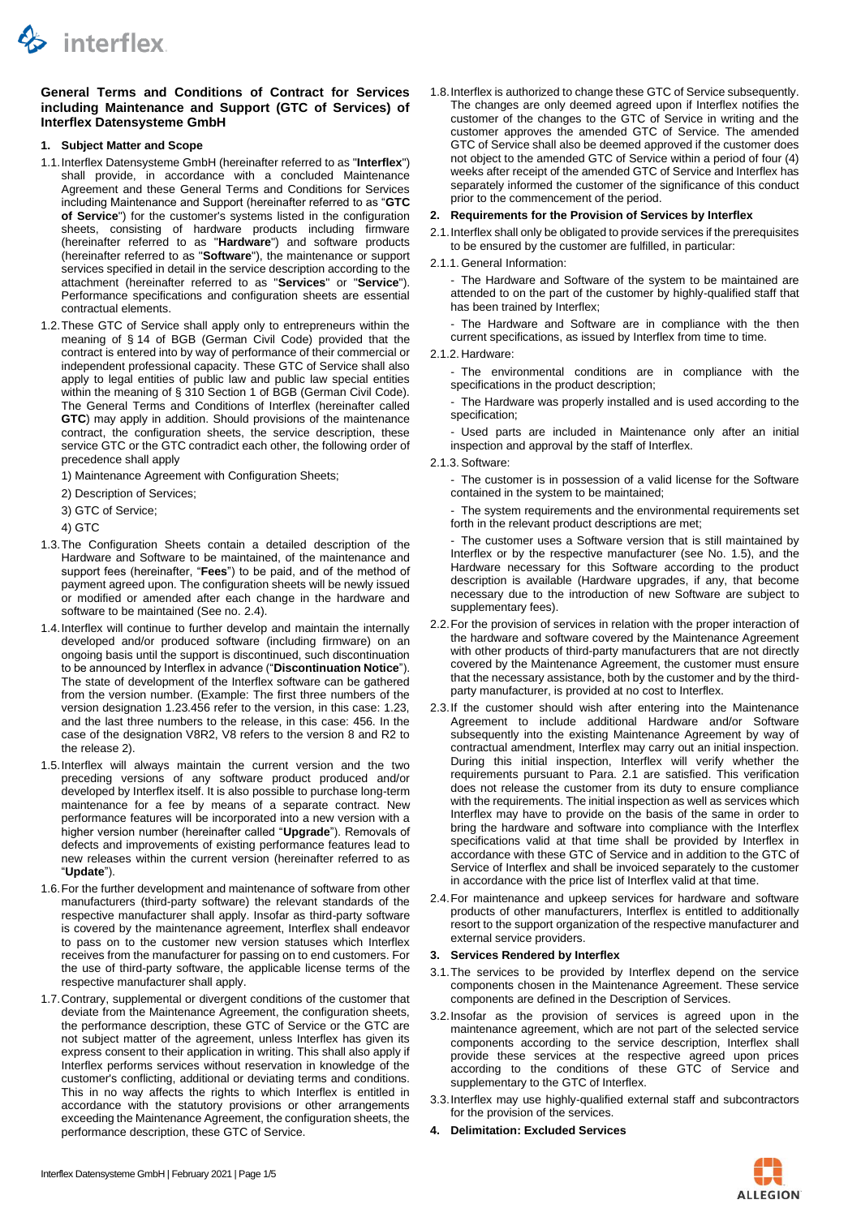## General Terms and Conditions of Contract for Services including Maintenance and Support (GTC of Services) of Interflex Datensysteme GmbH

### 1. Subject Matter and Scope

1.1. Interflex Datensysteme GmbH (hereinafter referred to as "**Interflex**") shall provide, in accordance with a concluded Maintenance Agreement and these General Terms and Conditions for Services including Maintenance and Support (hereinafter referred to as "**GTC of Service**") for the customer's systems listed in the configuration sheets, consisting of hardware products including firmware (hereinafter referred to as "**Hardware**") and software products (hereinafter referred to as "**Software**"), the maintenance or support services specified in detail in the service description according to the attachment (hereinafter referred to as "**Services**" or "**Service**"). Performance specifications and configuration sheets are essential contractual elements.

1.2. These GTC of Service shall apply only to entrepreneurs within the meaning of § 14 of BGB (German Civil Code) provided that the contract is entered into by way of performance of their commercial or independent professional capacity. These GTC of Service shall also apply to legal entities of public law and public law special entities within the meaning of § 310 Section 1 of BGB (German Civil Code). The General Terms and Conditions of Interflex (hereinafter called **GTC**) may apply in addition. Should provisions of the maintenance contract, the configuration sheets, the service description, these service GTC or the GTC contradict each other, the following order of precedence shall apply

1) Maintenance Agreement with Configuration Sheets;

2) Description of Services;

3) GTC of Service;

4) GTC

1.3. The Configuration Sheets contain a detailed description of the Hardware and Software to be maintained, of the maintenance and support fees (hereinafter, "**Fees**") to be paid, and of the method of payment agreed upon. The configuration sheets will be newly issued or modified or amended after each change in the hardware and software to be maintained (See no. 2.4).

1.4. Interflex will continue to further develop and maintain the internally developed and/or produced software (including firmware) on an ongoing basis until the support is discontinued, such discontinuation to be announced by Interflex in advance ("**Discontinuation Notice**"). The state of development of the Interflex software can be gathered from the version number. (Example: The first three numbers of the version designation 1.23.456 refer to the version, in this case: 1.23, and the last three numbers to the release, in this case: 456. In the case of the designation V8R2, V8 refers to the version 8 and R2 to the release 2).

1.5. Interflex will always maintain the current version and the two preceding versions of any software product produced and/or developed by Interflex itself. It is also possible to purchase long-term maintenance for a fee by means of a separate contract. New performance features will be incorporated into a new version with a higher version number (hereinafter called "**Upgrade**"). Removals of defects and improvements of existing performance features lead to new releases within the current version (hereinafter referred to as "**Update**").

1.6. For the further development and maintenance of software from other manufacturers (third-party software) the relevant standards of the respective manufacturer shall apply. Insofar as third-party software is covered by the maintenance agreement, Interflex shall endeavor to pass on to the customer new version statuses which Interflex receives from the manufacturer for passing on to end customers. For the use of third-party software, the applicable license terms of the respective manufacturer shall apply.

1.7. Contrary, supplemental or divergent conditions of the customer that deviate from the Maintenance Agreement, the configuration sheets, the performance description, these GTC of Service or the GTC are not subject matter of the agreement, unless Interflex has given its express consent to their application in writing. This shall also apply if Interflex performs services without reservation in knowledge of the customer's conflicting, additional or deviating terms and conditions. This in no way affects the rights to which Interflex is entitled in accordance with the statutory provisions or other arrangements exceeding the Maintenance Agreement, the configuration sheets, the performance description, these GTC of Service.

1.8. Interflex is authorized to change these GTC of Service subsequently. The changes are only deemed agreed upon if Interflex notifies the customer of the changes to the GTC of Service in writing and the customer approves the amended GTC of Service. The amended GTC of Service shall also be deemed approved if the customer does not object to the amended GTC of Service within a period of four (4) weeks after receipt of the amended GTC of Service and Interflex has separately informed the customer of the significance of this conduct prior to the commencement of the period.

### 2. Requirements for the Provision of Services by Interflex

2.1. Interflex shall only be obligated to provide services if the prerequisites to be ensured by the customer are fulfilled, in particular:

2.1.1. General Information:

- The Hardware and Software of the system to be maintained are attended to on the part of the customer by highly-qualified staff that has been trained by Interflex;
- The Hardware and Software are in compliance with the then current specifications, as issued by Interflex from time to time.

2.1.2. Hardware:

- The environmental conditions are in compliance with the specifications in the product description;
- The Hardware was properly installed and is used according to the specification;
- Used parts are included in Maintenance only after an initial inspection and approval by the staff of Interflex.

2.1.3. Software:

- The customer is in possession of a valid license for the Software contained in the system to be maintained;
- The system requirements and the environmental requirements set forth in the relevant product descriptions are met;
- The customer uses a Software version that is still maintained by Interflex or by the respective manufacturer (see No. 1.5), and the Hardware necessary for this Software according to the product description is available (Hardware upgrades, if any, that become necessary due to the introduction of new Software are subject to supplementary fees).

2.2. For the provision of services in relation with the proper interaction of the hardware and software covered by the Maintenance Agreement with other products of third-party manufacturers that are not directly covered by the Maintenance Agreement, the customer must ensure that the necessary assistance, both by the customer and by the third-party manufacturer, is provided at no cost to Interflex.

2.3. If the customer should wish after entering into the Maintenance Agreement to include additional Hardware and/or Software subsequently into the existing Maintenance Agreement by way of contractual amendment, Interflex may carry out an initial inspection. During this initial inspection, Interflex will verify whether the requirements pursuant to Para. 2.1 are satisfied. This verification does not release the customer from its duty to ensure compliance with the requirements. The initial inspection as well as services which Interflex may have to provide on the basis of the same in order to bring the hardware and software into compliance with the Interflex specifications valid at that time shall be provided by Interflex in accordance with these GTC of Service and in addition to the GTC of Service of Interflex and shall be invoiced separately to the customer in accordance with the price list of Interflex valid at that time.

2.4. For maintenance and upkeep services for hardware and software products of other manufacturers, Interflex is entitled to additionally resort to the support organization of the respective manufacturer and external service providers.

### 3. Services Rendered by Interflex

3.1. The services to be provided by Interflex depend on the service components chosen in the Maintenance Agreement. These service components are defined in the Description of Services.

3.2. Insofar as the provision of services is agreed upon in the maintenance agreement, which are not part of the selected service components according to the service description, Interflex shall provide these services at the respective agreed upon prices according to the conditions of these GTC of Service and supplementary to the GTC of Interflex.

3.3. Interflex may use highly-qualified external staff and subcontractors for the provision of the services.

### 4. Delimitation: Excluded Services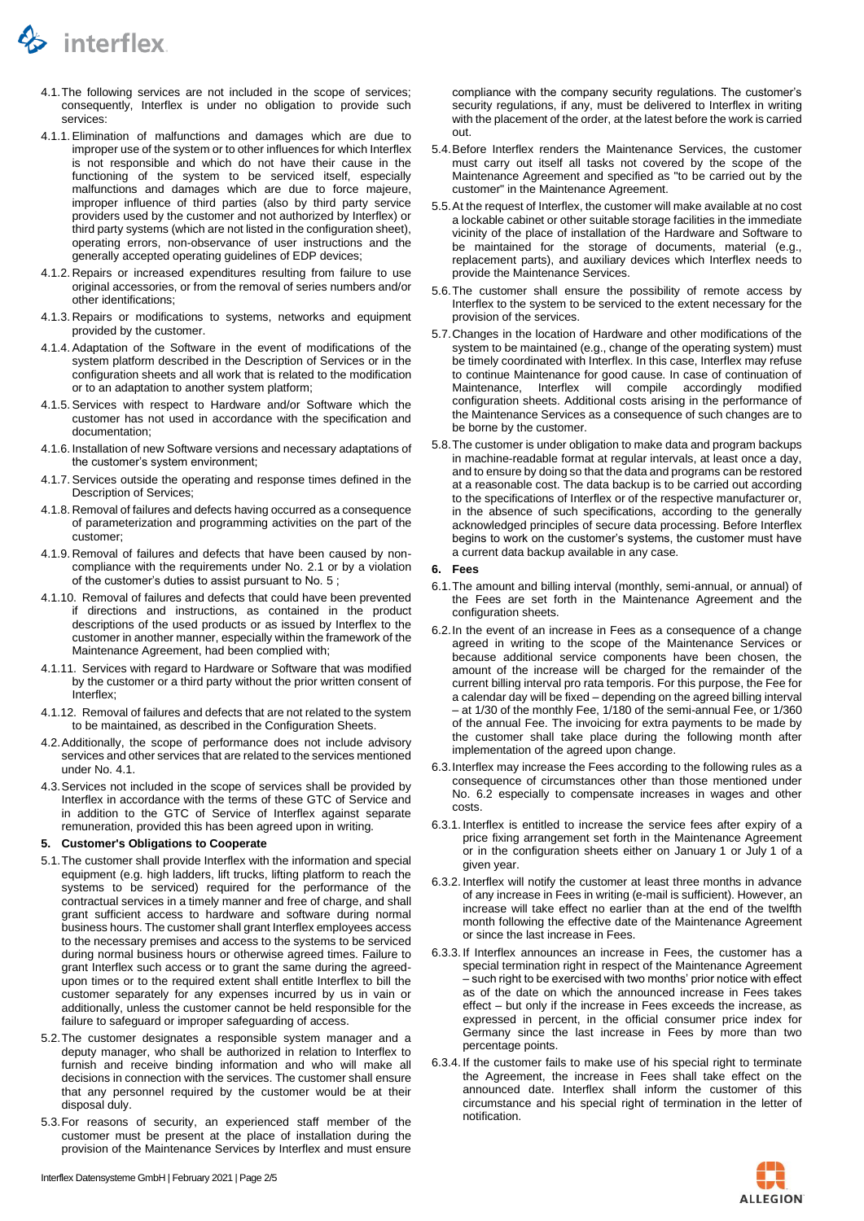4.1. The following services are not included in the scope of services; consequently, Interflex is under no obligation to provide such services:

4.1.1. Elimination of malfunctions and damages which are due to improper use of the system or to other influences for which Interflex is not responsible and which do not have their cause in the functioning of the system to be serviced itself, especially malfunctions and damages which are due to force majeure, improper influence of third parties (also by third party service providers used by the customer and not authorized by Interflex) or third party systems (which are not listed in the configuration sheet), operating errors, non-observance of user instructions and the generally accepted operating guidelines of EDP devices;

4.1.2. Repairs or increased expenditures resulting from failure to use original accessories, or from the removal of series numbers and/or other identifications;

4.1.3. Repairs or modifications to systems, networks and equipment provided by the customer.

4.1.4. Adaptation of the Software in the event of modifications of the system platform described in the Description of Services or in the configuration sheets and all work that is related to the modification or to an adaptation to another system platform;

4.1.5. Services with respect to Hardware and/or Software which the customer has not used in accordance with the specification and documentation;

4.1.6. Installation of new Software versions and necessary adaptations of the customer's system environment;

4.1.7. Services outside the operating and response times defined in the Description of Services;

4.1.8. Removal of failures and defects having occurred as a consequence of parameterization and programming activities on the part of the customer;

4.1.9. Removal of failures and defects that have been caused by non-compliance with the requirements under No. 2.1 or by a violation of the customer's duties to assist pursuant to No. 5 ;

4.1.10. Removal of failures and defects that could have been prevented if directions and instructions, as contained in the product descriptions of the used products or as issued by Interflex to the customer in another manner, especially within the framework of the Maintenance Agreement, had been complied with;

4.1.11. Services with regard to Hardware or Software that was modified by the customer or a third party without the prior written consent of Interflex;

4.1.12. Removal of failures and defects that are not related to the system to be maintained, as described in the Configuration Sheets.

4.2. Additionally, the scope of performance does not include advisory services and other services that are related to the services mentioned under No. 4.1.

4.3. Services not included in the scope of services shall be provided by Interflex in accordance with the terms of these GTC of Service and in addition to the GTC of Service of Interflex against separate remuneration, provided this has been agreed upon in writing.

## 5. Customer's Obligations to Cooperate

5.1. The customer shall provide Interflex with the information and special equipment (e.g. high ladders, lift trucks, lifting platform to reach the systems to be serviced) required for the performance of the contractual services in a timely manner and free of charge, and shall grant sufficient access to hardware and software during normal business hours. The customer shall grant Interflex employees access to the necessary premises and access to the systems to be serviced during normal business hours or otherwise agreed times. Failure to grant Interflex such access or to grant the same during the agreed-upon times or to the required extent shall entitle Interflex to bill the customer separately for any expenses incurred by us in vain or additionally, unless the customer cannot be held responsible for the failure to safeguard or improper safeguarding of access.

5.2. The customer designates a responsible system manager and a deputy manager, who shall be authorized in relation to Interflex to furnish and receive binding information and who will make all decisions in connection with the services. The customer shall ensure that any personnel required by the customer would be at their disposal duly.

5.3. For reasons of security, an experienced staff member of the customer must be present at the place of installation during the provision of the Maintenance Services by Interflex and must ensure compliance with the company security regulations. The customer's security regulations, if any, must be delivered to Interflex in writing with the placement of the order, at the latest before the work is carried out.

5.4. Before Interflex renders the Maintenance Services, the customer must carry out itself all tasks not covered by the scope of the Maintenance Agreement and specified as "to be carried out by the customer" in the Maintenance Agreement.

5.5. At the request of Interflex, the customer will make available at no cost a lockable cabinet or other suitable storage facilities in the immediate vicinity of the place of installation of the Hardware and Software to be maintained for the storage of documents, material (e.g., replacement parts), and auxiliary devices which Interflex needs to provide the Maintenance Services.

5.6. The customer shall ensure the possibility of remote access by Interflex to the system to be serviced to the extent necessary for the provision of the services.

5.7. Changes in the location of Hardware and other modifications of the system to be maintained (e.g., change of the operating system) must be timely coordinated with Interflex. In this case, Interflex may refuse to continue Maintenance for good cause. In case of continuation of Maintenance, Interflex will compile accordingly modified configuration sheets. Additional costs arising in the performance of the Maintenance Services as a consequence of such changes are to be borne by the customer.

5.8. The customer is under obligation to make data and program backups in machine-readable format at regular intervals, at least once a day, and to ensure by doing so that the data and programs can be restored at a reasonable cost. The data backup is to be carried out according to the specifications of Interflex or of the respective manufacturer or, in the absence of such specifications, according to the generally acknowledged principles of secure data processing. Before Interflex begins to work on the customer's systems, the customer must have a current data backup available in any case.

## 6. Fees

6.1. The amount and billing interval (monthly, semi-annual, or annual) of the Fees are set forth in the Maintenance Agreement and the configuration sheets.

6.2. In the event of an increase in Fees as a consequence of a change agreed in writing to the scope of the Maintenance Services or because additional service components have been chosen, the amount of the increase will be charged for the remainder of the current billing interval pro rata temporis. For this purpose, the Fee for a calendar day will be fixed – depending on the agreed billing interval – at 1/30 of the monthly Fee, 1/180 of the semi-annual Fee, or 1/360 of the annual Fee. The invoicing for extra payments to be made by the customer shall take place during the following month after implementation of the agreed upon change.

6.3. Interflex may increase the Fees according to the following rules as a consequence of circumstances other than those mentioned under No. 6.2 especially to compensate increases in wages and other costs.

6.3.1. Interflex is entitled to increase the service fees after expiry of a price fixing arrangement set forth in the Maintenance Agreement or in the configuration sheets either on January 1 or July 1 of a given year.

6.3.2. Interflex will notify the customer at least three months in advance of any increase in Fees in writing (e-mail is sufficient). However, an increase will take effect no earlier than at the end of the twelfth month following the effective date of the Maintenance Agreement or since the last increase in Fees.

6.3.3. If Interflex announces an increase in Fees, the customer has a special termination right in respect of the Maintenance Agreement – such right to be exercised with two months' prior notice with effect as of the date on which the announced increase in Fees takes effect – but only if the increase in Fees exceeds the increase, as expressed in percent, in the official consumer price index for Germany since the last increase in Fees by more than two percentage points.

6.3.4. If the customer fails to make use of his special right to terminate the Agreement, the increase in Fees shall take effect on the announced date. Interflex shall inform the customer of this circumstance and his special right of termination in the letter of notification.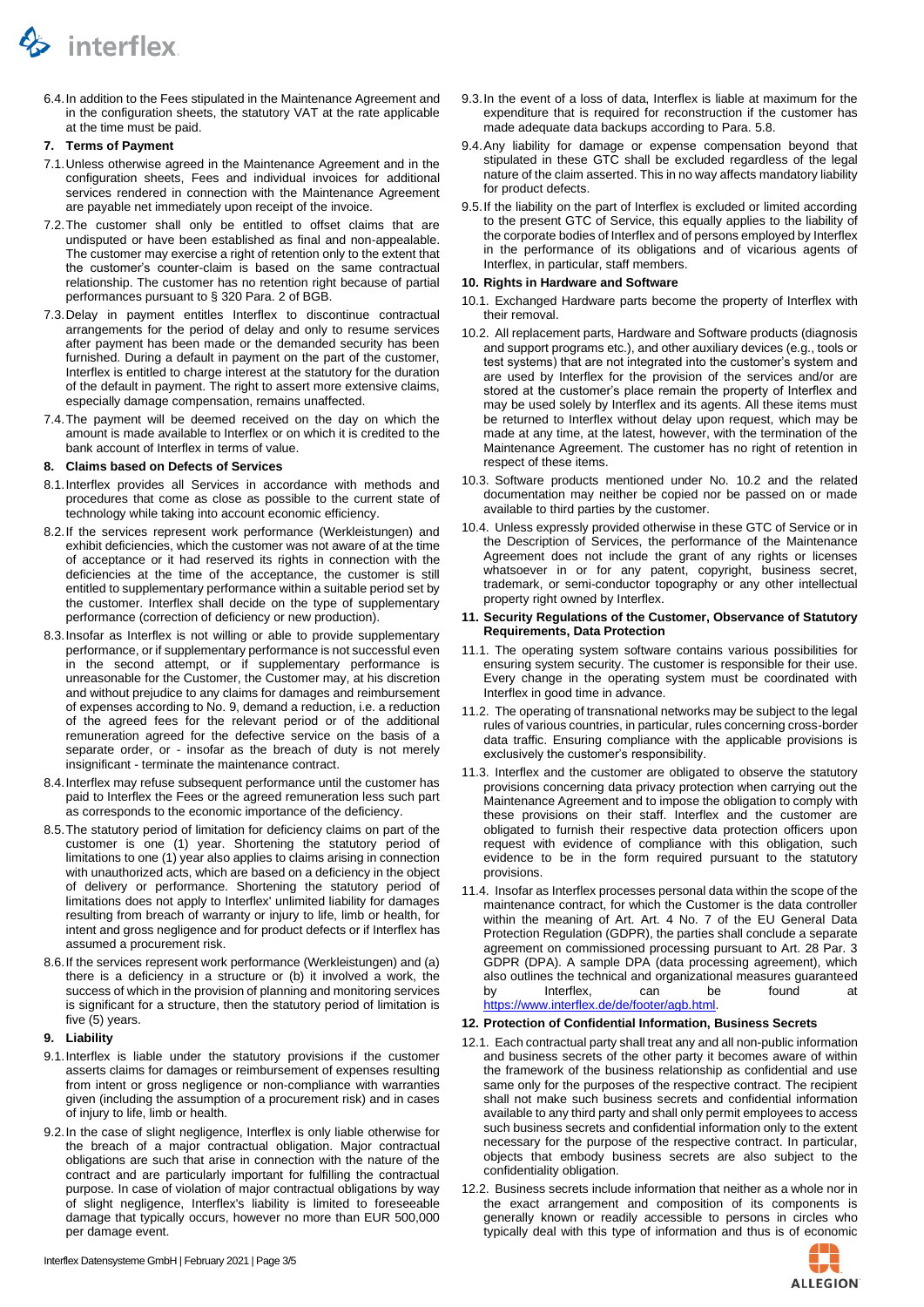6.4. In addition to the Fees stipulated in the Maintenance Agreement and in the configuration sheets, the statutory VAT at the rate applicable at the time must be paid.

**7. Terms of Payment**

7.1. Unless otherwise agreed in the Maintenance Agreement and in the configuration sheets, Fees and individual invoices for additional services rendered in connection with the Maintenance Agreement are payable net immediately upon receipt of the invoice.

7.2. The customer shall only be entitled to offset claims that are undisputed or have been established as final and non-appealable. The customer may exercise a right of retention only to the extent that the customer's counter-claim is based on the same contractual relationship. The customer has no retention right because of partial performances pursuant to § 320 Para. 2 of BGB.

7.3. Delay in payment entitles Interflex to discontinue contractual arrangements for the period of delay and only to resume services after payment has been made or the demanded security has been furnished. During a default in payment on the part of the customer, Interflex is entitled to charge interest at the statutory for the duration of the default in payment. The right to assert more extensive claims, especially damage compensation, remains unaffected.

7.4. The payment will be deemed received on the day on which the amount is made available to Interflex or on which it is credited to the bank account of Interflex in terms of value.

**8. Claims based on Defects of Services**

8.1. Interflex provides all Services in accordance with methods and procedures that come as close as possible to the current state of technology while taking into account economic efficiency.

8.2. If the services represent work performance (Werkleistungen) and exhibit deficiencies, which the customer was not aware of at the time of acceptance or it had reserved its rights in connection with the deficiencies at the time of the acceptance, the customer is still entitled to supplementary performance within a suitable period set by the customer. Interflex shall decide on the type of supplementary performance (correction of deficiency or new production).

8.3. Insofar as Interflex is not willing or able to provide supplementary performance, or if supplementary performance is not successful even in the second attempt, or if supplementary performance is unreasonable for the Customer, the Customer may, at his discretion and without prejudice to any claims for damages and reimbursement of expenses according to No. 9, demand a reduction, i.e. a reduction of the agreed fees for the relevant period or of the additional remuneration agreed for the defective service on the basis of a separate order, or - insofar as the breach of duty is not merely insignificant - terminate the maintenance contract.

8.4. Interflex may refuse subsequent performance until the customer has paid to Interflex the Fees or the agreed remuneration less such part as corresponds to the economic importance of the deficiency.

8.5. The statutory period of limitation for deficiency claims on part of the customer is one (1) year. Shortening the statutory period of limitations to one (1) year also applies to claims arising in connection with unauthorized acts, which are based on a deficiency in the object of delivery or performance. Shortening the statutory period of limitations does not apply to Interflex' unlimited liability for damages resulting from breach of warranty or injury to life, limb or health, for intent and gross negligence and for product defects or if Interflex has assumed a procurement risk.

8.6. If the services represent work performance (Werkleistungen) and (a) there is a deficiency in a structure or (b) it involved a work, the success of which in the provision of planning and monitoring services is significant for a structure, then the statutory period of limitation is five (5) years.

**9. Liability**

9.1. Interflex is liable under the statutory provisions if the customer asserts claims for damages or reimbursement of expenses resulting from intent or gross negligence or non-compliance with warranties given (including the assumption of a procurement risk) and in cases of injury to life, limb or health.

9.2. In the case of slight negligence, Interflex is only liable otherwise for the breach of a major contractual obligation. Major contractual obligations are such that arise in connection with the nature of the contract and are particularly important for fulfilling the contractual purpose. In case of violation of major contractual obligations by way of slight negligence, Interflex's liability is limited to foreseeable damage that typically occurs, however no more than EUR 500,000 per damage event.

9.3. In the event of a loss of data, Interflex is liable at maximum for the expenditure that is required for reconstruction if the customer has made adequate data backups according to Para. 5.8.

9.4. Any liability for damage or expense compensation beyond that stipulated in these GTC shall be excluded regardless of the legal nature of the claim asserted. This in no way affects mandatory liability for product defects.

9.5. If the liability on the part of Interflex is excluded or limited according to the present GTC of Service, this equally applies to the liability of the corporate bodies of Interflex and of persons employed by Interflex in the performance of its obligations and of vicarious agents of Interflex, in particular, staff members.

**10. Rights in Hardware and Software**

10.1. Exchanged Hardware parts become the property of Interflex with their removal.

10.2. All replacement parts, Hardware and Software products (diagnosis and support programs etc.), and other auxiliary devices (e.g., tools or test systems) that are not integrated into the customer's system and are used by Interflex for the provision of the services and/or are stored at the customer's place remain the property of Interflex and may be used solely by Interflex and its agents. All these items must be returned to Interflex without delay upon request, which may be made at any time, at the latest, however, with the termination of the Maintenance Agreement. The customer has no right of retention in respect of these items.

10.3. Software products mentioned under No. 10.2 and the related documentation may neither be copied nor be passed on or made available to third parties by the customer.

10.4. Unless expressly provided otherwise in these GTC of Service or in the Description of Services, the performance of the Maintenance Agreement does not include the grant of any rights or licenses whatsoever in or for any patent, copyright, business secret, trademark, or semi-conductor topography or any other intellectual property right owned by Interflex.

**11. Security Regulations of the Customer, Observance of Statutory Requirements, Data Protection**

11.1. The operating system software contains various possibilities for ensuring system security. The customer is responsible for their use. Every change in the operating system must be coordinated with Interflex in good time in advance.

11.2. The operating of transnational networks may be subject to the legal rules of various countries, in particular, rules concerning cross-border data traffic. Ensuring compliance with the applicable provisions is exclusively the customer's responsibility.

11.3. Interflex and the customer are obligated to observe the statutory provisions concerning data privacy protection when carrying out the Maintenance Agreement and to impose the obligation to comply with these provisions on their staff. Interflex and the customer are obligated to furnish their respective data protection officers upon request with evidence of compliance with this obligation, such evidence to be in the form required pursuant to the statutory provisions.

11.4. Insofar as Interflex processes personal data within the scope of the maintenance contract, for which the Customer is the data controller within the meaning of Art. Art. 4 No. 7 of the EU General Data Protection Regulation (GDPR), the parties shall conclude a separate agreement on commissioned processing pursuant to Art. 28 Par. 3 GDPR (DPA). A sample DPA (data processing agreement), which also outlines the technical and organizational measures guaranteed by Interflex, can be found at https://www.interflex.de/de/footer/agb.html.

**12. Protection of Confidential Information, Business Secrets**

12.1. Each contractual party shall treat any and all non-public information and business secrets of the other party it becomes aware of within the framework of the business relationship as confidential and use same only for the purposes of the respective contract. The recipient shall not make such business secrets and confidential information available to any third party and shall only permit employees to access such business secrets and confidential information only to the extent necessary for the purpose of the respective contract. In particular, objects that embody business secrets are also subject to the confidentiality obligation.

12.2. Business secrets include information that neither as a whole nor in the exact arrangement and composition of its components is generally known or readily accessible to persons in circles who typically deal with this type of information and thus is of economic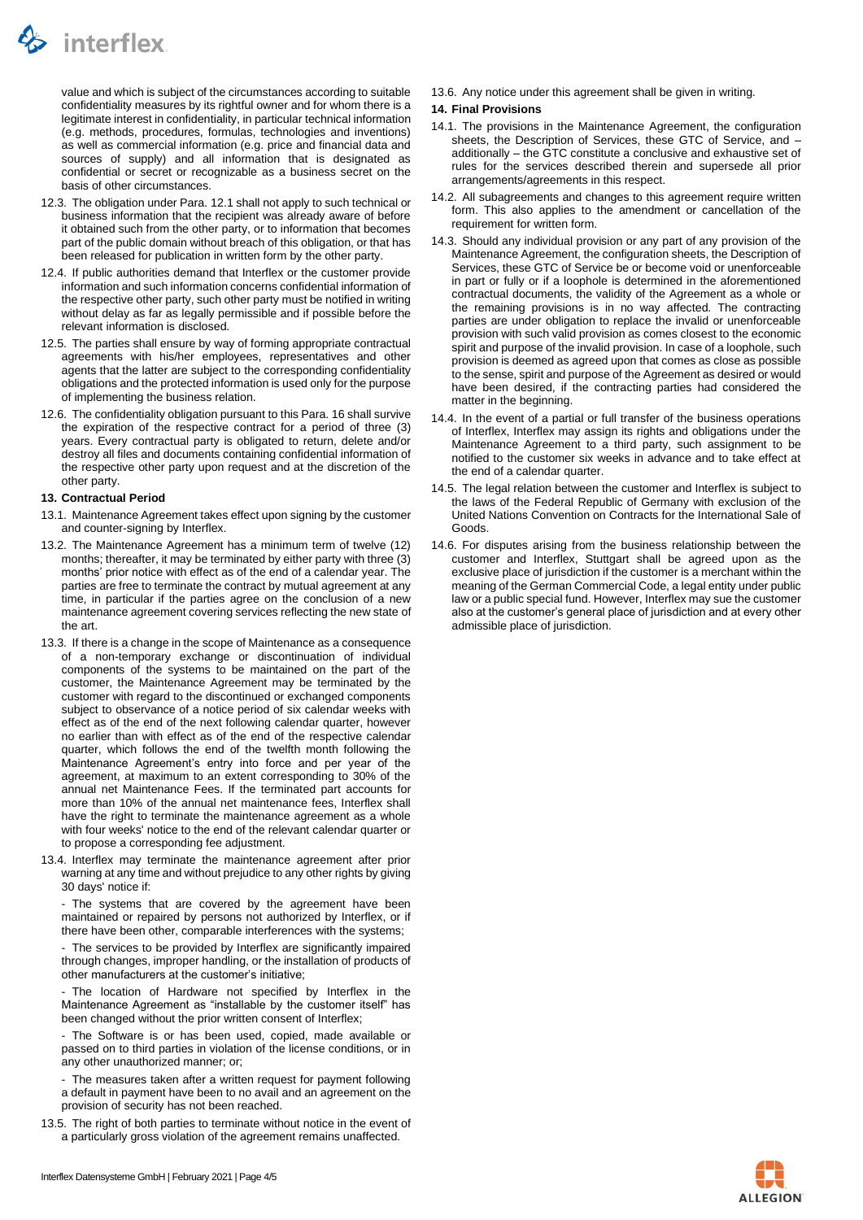value and which is subject of the circumstances according to suitable confidentiality measures by its rightful owner and for whom there is a legitimate interest in confidentiality, in particular technical information (e.g. methods, procedures, formulas, technologies and inventions) as well as commercial information (e.g. price and financial data and sources of supply) and all information that is designated as confidential or secret or recognizable as a business secret on the basis of other circumstances.

12.3. The obligation under Para. 12.1 shall not apply to such technical or business information that the recipient was already aware of before it obtained such from the other party, or to information that becomes part of the public domain without breach of this obligation, or that has been released for publication in written form by the other party.

12.4. If public authorities demand that Interflex or the customer provide information and such information concerns confidential information of the respective other party, such other party must be notified in writing without delay as far as legally permissible and if possible before the relevant information is disclosed.

12.5. The parties shall ensure by way of forming appropriate contractual agreements with his/her employees, representatives and other agents that the latter are subject to the corresponding confidentiality obligations and the protected information is used only for the purpose of implementing the business relation.

12.6. The confidentiality obligation pursuant to this Para. 16 shall survive the expiration of the respective contract for a period of three (3) years. Every contractual party is obligated to return, delete and/or destroy all files and documents containing confidential information of the respective other party upon request and at the discretion of the other party.

**13. Contractual Period**

13.1. Maintenance Agreement takes effect upon signing by the customer and counter-signing by Interflex.

13.2. The Maintenance Agreement has a minimum term of twelve (12) months; thereafter, it may be terminated by either party with three (3) months' prior notice with effect as of the end of a calendar year. The parties are free to terminate the contract by mutual agreement at any time, in particular if the parties agree on the conclusion of a new maintenance agreement covering services reflecting the new state of the art.

13.3. If there is a change in the scope of Maintenance as a consequence of a non-temporary exchange or discontinuation of individual components of the systems to be maintained on the part of the customer, the Maintenance Agreement may be terminated by the customer with regard to the discontinued or exchanged components subject to observance of a notice period of six calendar weeks with effect as of the end of the next following calendar quarter, however no earlier than with effect as of the end of the respective calendar quarter, which follows the end of the twelfth month following the Maintenance Agreement's entry into force and per year of the agreement, at maximum to an extent corresponding to 30% of the annual net Maintenance Fees. If the terminated part accounts for more than 10% of the annual net maintenance fees, Interflex shall have the right to terminate the maintenance agreement as a whole with four weeks' notice to the end of the relevant calendar quarter or to propose a corresponding fee adjustment.

13.4. Interflex may terminate the maintenance agreement after prior warning at any time and without prejudice to any other rights by giving 30 days' notice if:

- The systems that are covered by the agreement have been maintained or repaired by persons not authorized by Interflex, or if there have been other, comparable interferences with the systems;

- The services to be provided by Interflex are significantly impaired through changes, improper handling, or the installation of products of other manufacturers at the customer's initiative;

- The location of Hardware not specified by Interflex in the Maintenance Agreement as "installable by the customer itself" has been changed without the prior written consent of Interflex;

- The Software is or has been used, copied, made available or passed on to third parties in violation of the license conditions, or in any other unauthorized manner; or;

- The measures taken after a written request for payment following a default in payment have been to no avail and an agreement on the provision of security has not been reached.

13.5. The right of both parties to terminate without notice in the event of a particularly gross violation of the agreement remains unaffected.

13.6. Any notice under this agreement shall be given in writing.

**14. Final Provisions**

14.1. The provisions in the Maintenance Agreement, the configuration sheets, the Description of Services, these GTC of Service, and – additionally – the GTC constitute a conclusive and exhaustive set of rules for the services described therein and supersede all prior arrangements/agreements in this respect.

14.2. All subagreements and changes to this agreement require written form. This also applies to the amendment or cancellation of the requirement for written form.

14.3. Should any individual provision or any part of any provision of the Maintenance Agreement, the configuration sheets, the Description of Services, these GTC of Service be or become void or unenforceable in part or fully or if a loophole is determined in the aforementioned contractual documents, the validity of the Agreement as a whole or the remaining provisions is in no way affected. The contracting parties are under obligation to replace the invalid or unenforceable provision with such valid provision as comes closest to the economic spirit and purpose of the invalid provision. In case of a loophole, such provision is deemed as agreed upon that comes as close as possible to the sense, spirit and purpose of the Agreement as desired or would have been desired, if the contracting parties had considered the matter in the beginning.

14.4. In the event of a partial or full transfer of the business operations of Interflex, Interflex may assign its rights and obligations under the Maintenance Agreement to a third party, such assignment to be notified to the customer six weeks in advance and to take effect at the end of a calendar quarter.

14.5. The legal relation between the customer and Interflex is subject to the laws of the Federal Republic of Germany with exclusion of the United Nations Convention on Contracts for the International Sale of Goods.

14.6. For disputes arising from the business relationship between the customer and Interflex, Stuttgart shall be agreed upon as the exclusive place of jurisdiction if the customer is a merchant within the meaning of the German Commercial Code, a legal entity under public law or a public special fund. However, Interflex may sue the customer also at the customer's general place of jurisdiction and at every other admissible place of jurisdiction.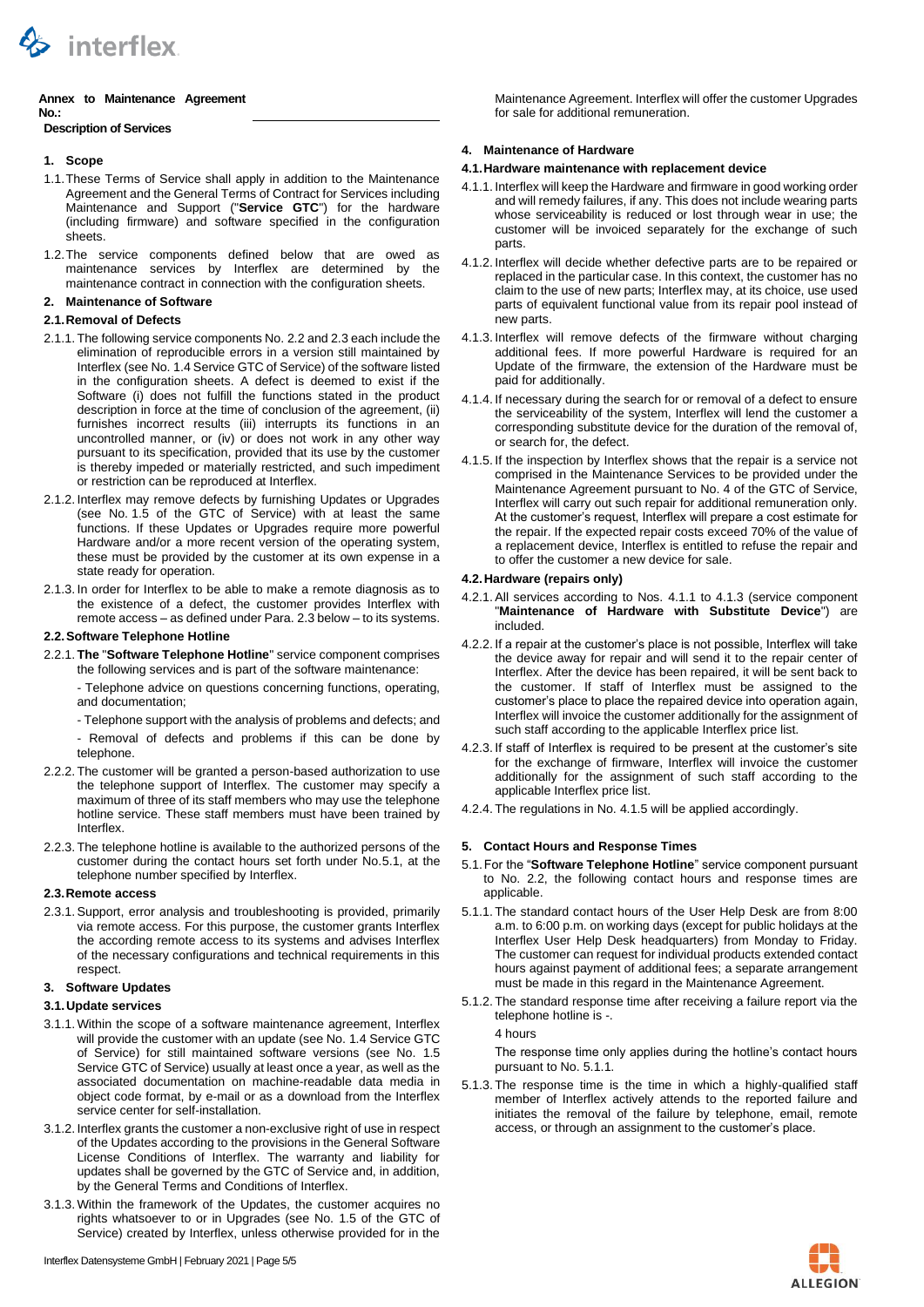**Annex to Maintenance Agreement No.:**

**Description of Services**

## 1. Scope

1.1. These Terms of Service shall apply in addition to the Maintenance Agreement and the General Terms of Contract for Services including Maintenance and Support ("**Service GTC**") for the hardware (including firmware) and software specified in the configuration sheets.

1.2. The service components defined below that are owed as maintenance services by Interflex are determined by the maintenance contract in connection with the configuration sheets.

## 2. Maintenance of Software

### 2.1. Removal of Defects

2.1.1. The following service components No. 2.2 and 2.3 each include the elimination of reproducible errors in a version still maintained by Interflex (see No. 1.4 Service GTC of Service) of the software listed in the configuration sheets. A defect is deemed to exist if the Software (i) does not fulfill the functions stated in the product description in force at the time of conclusion of the agreement, (ii) furnishes incorrect results (iii) interrupts its functions in an uncontrolled manner, or (iv) or does not work in any other way pursuant to its specification, provided that its use by the customer is thereby impeded or materially restricted, and such impediment or restriction can be reproduced at Interflex.

2.1.2. Interflex may remove defects by furnishing Updates or Upgrades (see No. 1.5 of the GTC of Service) with at least the same functions. If these Updates or Upgrades require more powerful Hardware and/or a more recent version of the operating system, these must be provided by the customer at its own expense in a state ready for operation.

2.1.3. In order for Interflex to be able to make a remote diagnosis as to the existence of a defect, the customer provides Interflex with remote access – as defined under Para. 2.3 below – to its systems.

### 2.2. Software Telephone Hotline

2.2.1. **The "Software Telephone Hotline"** service component comprises the following services and is part of the software maintenance:

- Telephone advice on questions concerning functions, operating, and documentation;
- Telephone support with the analysis of problems and defects; and
- Removal of defects and problems if this can be done by telephone.

2.2.2. The customer will be granted a person-based authorization to use the telephone support of Interflex. The customer may specify a maximum of three of its staff members who may use the telephone hotline service. These staff members must have been trained by Interflex.

2.2.3. The telephone hotline is available to the authorized persons of the customer during the contact hours set forth under No.5.1, at the telephone number specified by Interflex.

### 2.3. Remote access

2.3.1. Support, error analysis and troubleshooting is provided, primarily via remote access. For this purpose, the customer grants Interflex the according remote access to its systems and advises Interflex of the necessary configurations and technical requirements in this respect.

## 3. Software Updates

### 3.1. Update services

3.1.1. Within the scope of a software maintenance agreement, Interflex will provide the customer with an update (see No. 1.4 Service GTC of Service) for still maintained software versions (see No. 1.5 Service GTC of Service) usually at least once a year, as well as the associated documentation on machine-readable data media in object code format, by e-mail or as a download from the Interflex service center for self-installation.

3.1.2. Interflex grants the customer a non-exclusive right of use in respect of the Updates according to the provisions in the General Software License Conditions of Interflex. The warranty and liability for updates shall be governed by the GTC of Service and, in addition, by the General Terms and Conditions of Interflex.

3.1.3. Within the framework of the Updates, the customer acquires no rights whatsoever to or in Upgrades (see No. 1.5 of the GTC of Service) created by Interflex, unless otherwise provided for in the Maintenance Agreement. Interflex will offer the customer Upgrades for sale for additional remuneration.

## 4. Maintenance of Hardware

### 4.1. Hardware maintenance with replacement device

4.1.1. Interflex will keep the Hardware and firmware in good working order and will remedy failures, if any. This does not include wearing parts whose serviceability is reduced or lost through wear in use; the customer will be invoiced separately for the exchange of such parts.

4.1.2. Interflex will decide whether defective parts are to be repaired or replaced in the particular case. In this context, the customer has no claim to the use of new parts; Interflex may, at its choice, use used parts of equivalent functional value from its repair pool instead of new parts.

4.1.3. Interflex will remove defects of the firmware without charging additional fees. If more powerful Hardware is required for an Update of the firmware, the extension of the Hardware must be paid for additionally.

4.1.4. If necessary during the search for or removal of a defect to ensure the serviceability of the system, Interflex will lend the customer a corresponding substitute device for the duration of the removal of, or search for, the defect.

4.1.5. If the inspection by Interflex shows that the repair is a service not comprised in the Maintenance Services to be provided under the Maintenance Agreement pursuant to No. 4 of the GTC of Service, Interflex will carry out such repair for additional remuneration only. At the customer's request, Interflex will prepare a cost estimate for the repair. If the expected repair costs exceed 70% of the value of a replacement device, Interflex is entitled to refuse the repair and to offer the customer a new device for sale.

### 4.2. Hardware (repairs only)

4.2.1. All services according to Nos. 4.1.1 to 4.1.3 (service component "**Maintenance of Hardware with Substitute Device**") are included.

4.2.2. If a repair at the customer's place is not possible, Interflex will take the device away for repair and will send it to the repair center of Interflex. After the device has been repaired, it will be sent back to the customer. If staff of Interflex must be assigned to the customer's place to place the repaired device into operation again, Interflex will invoice the customer additionally for the assignment of such staff according to the applicable Interflex price list.

4.2.3. If staff of Interflex is required to be present at the customer's site for the exchange of firmware, Interflex will invoice the customer additionally for the assignment of such staff according to the applicable Interflex price list.

4.2.4. The regulations in No. 4.1.5 will be applied accordingly.

## 5. Contact Hours and Response Times

5.1. For the "**Software Telephone Hotline**" service component pursuant to No. 2.2, the following contact hours and response times are applicable.

5.1.1. The standard contact hours of the User Help Desk are from 8:00 a.m. to 6:00 p.m. on working days (except for public holidays at the Interflex User Help Desk headquarters) from Monday to Friday. The customer can request for individual products extended contact hours against payment of additional fees; a separate arrangement must be made in this regard in the Maintenance Agreement.

5.1.2. The standard response time after receiving a failure report via the telephone hotline is -.

4 hours

The response time only applies during the hotline's contact hours pursuant to No. 5.1.1.

5.1.3. The response time is the time in which a highly-qualified staff member of Interflex actively attends to the reported failure and initiates the removal of the failure by telephone, email, remote access, or through an assignment to the customer's place.